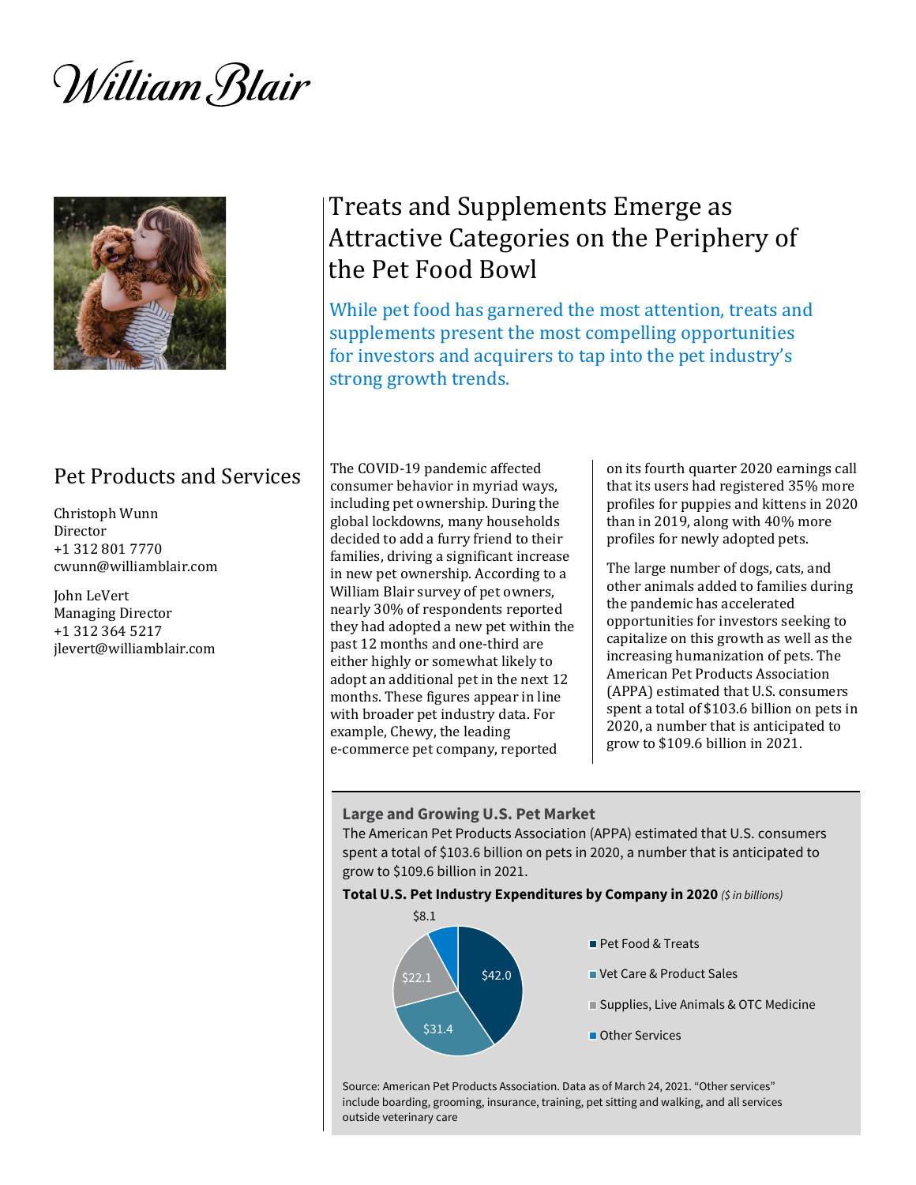William Blair

# Treats and Supplements Emerge as Attractive Categories on the Periphery of the Pet Food Bowl

While pet food has garnered the most attention, treats and supplements present the most compelling opportunities for investors and acquirers to tap into the pet industry's strong growth trends.

## Pet Products and Services

Christoph Wunn
Director
+1 312 801 7770
cwunn@williamblair.com

John LeVert
Managing Director
+1 312 364 5217
jlevert@williamblair.com

The COVID-19 pandemic affected consumer behavior in myriad ways, including pet ownership. During the global lockdowns, many households decided to add a furry friend to their families, driving a significant increase in new pet ownership. According to a William Blair survey of pet owners, nearly 30% of respondents reported they had adopted a new pet within the past 12 months and one-third are either highly or somewhat likely to adopt an additional pet in the next 12 months. These figures appear in line with broader pet industry data. For example, Chewy, the leading e-commerce pet company, reported on its fourth quarter 2020 earnings call that its users had registered 35% more profiles for puppies and kittens in 2020 than in 2019, along with 40% more profiles for newly adopted pets.

The large number of dogs, cats, and other animals added to families during the pandemic has accelerated opportunities for investors seeking to capitalize on this growth as well as the increasing humanization of pets. The American Pet Products Association (APPA) estimated that U.S. consumers spent a total of $103.6 billion on pets in 2020, a number that is anticipated to grow to $109.6 billion in 2021.

### Large and Growing U.S. Pet Market

The American Pet Products Association (APPA) estimated that U.S. consumers spent a total of $103.6 billion on pets in 2020, a number that is anticipated to grow to $109.6 billion in 2021.

**Total U.S. Pet Industry Expenditures by Company in 2020** *($ in billions)*

| Category | $ in billions |
|---|---|
| Pet Food & Treats | $42.0 |
| Vet Care & Product Sales | $31.4 |
| Supplies, Live Animals & OTC Medicine | $22.1 |
| Other Services | $8.1 |

Source: American Pet Products Association. Data as of March 24, 2021. "Other services" include boarding, grooming, insurance, training, pet sitting and walking, and all services outside veterinary care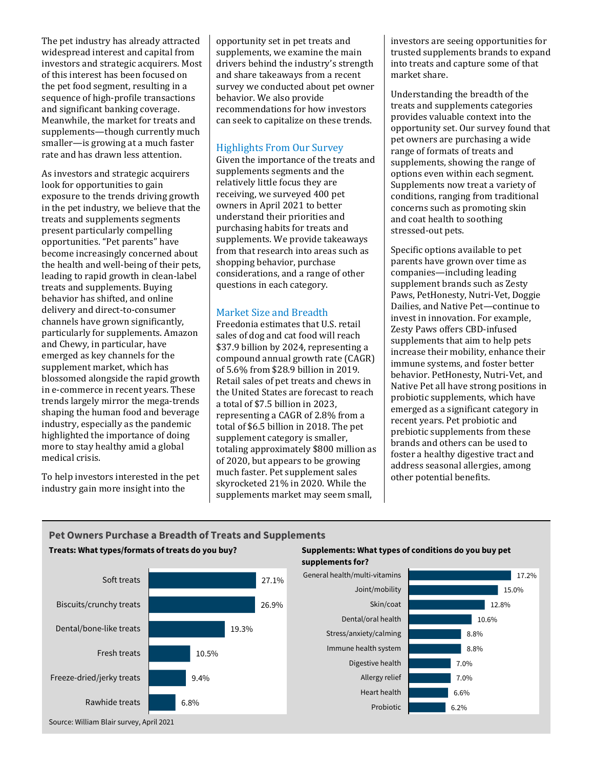The pet industry has already attracted widespread interest and capital from investors and strategic acquirers. Most of this interest has been focused on the pet food segment, resulting in a sequence of high-profile transactions and significant banking coverage. Meanwhile, the market for treats and supplements—though currently much smaller—is growing at a much faster rate and has drawn less attention.

As investors and strategic acquirers look for opportunities to gain exposure to the trends driving growth in the pet industry, we believe that the treats and supplements segments present particularly compelling opportunities. "Pet parents" have become increasingly concerned about the health and well-being of their pets, leading to rapid growth in clean-label treats and supplements. Buying behavior has shifted, and online delivery and direct-to-consumer channels have grown significantly, particularly for supplements. Amazon and Chewy, in particular, have emerged as key channels for the supplement market, which has blossomed alongside the rapid growth in e-commerce in recent years. These trends largely mirror the mega-trends shaping the human food and beverage industry, especially as the pandemic highlighted the importance of doing more to stay healthy amid a global medical crisis.

To help investors interested in the pet industry gain more insight into the opportunity set in pet treats and supplements, we examine the main drivers behind the industry's strength and share takeaways from a recent survey we conducted about pet owner behavior. We also provide recommendations for how investors can seek to capitalize on these trends.

## Highlights From Our Survey

Given the importance of the treats and supplements segments and the relatively little focus they are receiving, we surveyed 400 pet owners in April 2021 to better understand their priorities and purchasing habits for treats and supplements. We provide takeaways from that research into areas such as shopping behavior, purchase considerations, and a range of other questions in each category.

## Market Size and Breadth

Freedonia estimates that U.S. retail sales of dog and cat food will reach $37.9 billion by 2024, representing a compound annual growth rate (CAGR) of 5.6% from $28.9 billion in 2019. Retail sales of pet treats and chews in the United States are forecast to reach a total of $7.5 billion in 2023, representing a CAGR of 2.8% from a total of $6.5 billion in 2018. The pet supplement category is smaller, totaling approximately $800 million as of 2020, but appears to be growing much faster. Pet supplement sales skyrocketed 21% in 2020. While the supplements market may seem small, investors are seeing opportunities for trusted supplements brands to expand into treats and capture some of that market share.

Understanding the breadth of the treats and supplements categories provides valuable context into the opportunity set. Our survey found that pet owners are purchasing a wide range of formats of treats and supplements, showing the range of options even within each segment. Supplements now treat a variety of conditions, ranging from traditional concerns such as promoting skin and coat health to soothing stressed-out pets.

Specific options available to pet parents have grown over time as companies—including leading supplement brands such as Zesty Paws, PetHonesty, Nutri-Vet, Doggie Dailies, and Native Pet—continue to invest in innovation. For example, Zesty Paws offers CBD-infused supplements that aim to help pets increase their mobility, enhance their immune systems, and foster better behavior. PetHonesty, Nutri-Vet, and Native Pet all have strong positions in probiotic supplements, which have emerged as a significant category in recent years. Pet probiotic and prebiotic supplements from these brands and others can be used to foster a healthy digestive tract and address seasonal allergies, among other potential benefits.

### Pet Owners Purchase a Breadth of Treats and Supplements

**Treats: What types/formats of treats do you buy?**

| Treat type | Share |
| --- | --- |
| Soft treats | 27.1% |
| Biscuits/crunchy treats | 26.9% |
| Dental/bone-like treats | 19.3% |
| Fresh treats | 10.5% |
| Freeze-dried/jerky treats | 9.4% |
| Rawhide treats | 6.8% |

**Supplements: What types of conditions do you buy pet supplements for?**

| Condition | Share |
| --- | --- |
| General health/multi-vitamins | 17.2% |
| Joint/mobility | 15.0% |
| Skin/coat | 12.8% |
| Dental/oral health | 10.6% |
| Stress/anxiety/calming | 8.8% |
| Immune health system | 8.8% |
| Digestive health | 7.0% |
| Allergy relief | 7.0% |
| Heart health | 6.6% |
| Probiotic | 6.2% |

Source: William Blair survey, April 2021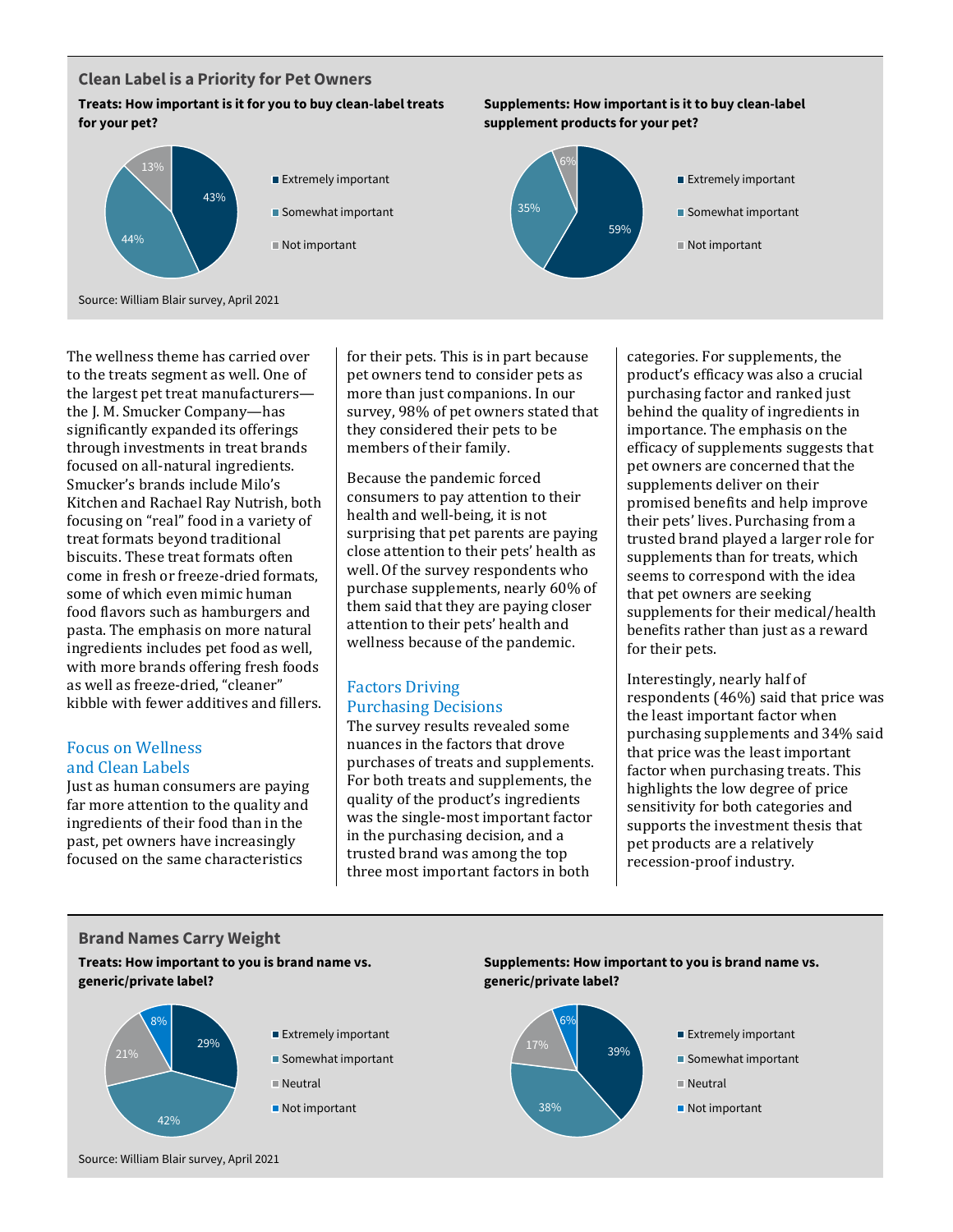## Clean Label is a Priority for Pet Owners

**Treats: How important is it for you to buy clean-label treats for your pet?**

| Response | Share |
| --- | --- |
| Extremely important | 43% |
| Somewhat important | 44% |
| Not important | 13% |

**Supplements: How important is it to buy clean-label supplement products for your pet?**

| Response | Share |
| --- | --- |
| Extremely important | 59% |
| Somewhat important | 35% |
| Not important | 6% |

Source: William Blair survey, April 2021

The wellness theme has carried over to the treats segment as well. One of the largest pet treat manufacturers—the J. M. Smucker Company—has significantly expanded its offerings through investments in treat brands focused on all-natural ingredients. Smucker's brands include Milo's Kitchen and Rachael Ray Nutrish, both focusing on "real" food in a variety of treat formats beyond traditional biscuits. These treat formats often come in fresh or freeze-dried formats, some of which even mimic human food flavors such as hamburgers and pasta. The emphasis on more natural ingredients includes pet food as well, with more brands offering fresh foods as well as freeze-dried, "cleaner" kibble with fewer additives and fillers.

### Focus on Wellness and Clean Labels

Just as human consumers are paying far more attention to the quality and ingredients of their food than in the past, pet owners have increasingly focused on the same characteristics for their pets. This is in part because pet owners tend to consider pets as more than just companions. In our survey, 98% of pet owners stated that they considered their pets to be members of their family.

Because the pandemic forced consumers to pay attention to their health and well-being, it is not surprising that pet parents are paying close attention to their pets' health as well. Of the survey respondents who purchase supplements, nearly 60% of them said that they are paying closer attention to their pets' health and wellness because of the pandemic.

### Factors Driving Purchasing Decisions

The survey results revealed some nuances in the factors that drove purchases of treats and supplements. For both treats and supplements, the quality of the product's ingredients was the single-most important factor in the purchasing decision, and a trusted brand was among the top three most important factors in both categories. For supplements, the product's efficacy was also a crucial purchasing factor and ranked just behind the quality of ingredients in importance. The emphasis on the efficacy of supplements suggests that pet owners are concerned that the supplements deliver on their promised benefits and help improve their pets' lives. Purchasing from a trusted brand played a larger role for supplements than for treats, which seems to correspond with the idea that pet owners are seeking supplements for their medical/health benefits rather than just as a reward for their pets.

Interestingly, nearly half of respondents (46%) said that price was the least important factor when purchasing supplements and 34% said that price was the least important factor when purchasing treats. This highlights the low degree of price sensitivity for both categories and supports the investment thesis that pet products are a relatively recession-proof industry.

## Brand Names Carry Weight

**Treats: How important to you is brand name vs. generic/private label?**

| Response | Share |
| --- | --- |
| Extremely important | 29% |
| Somewhat important | 42% |
| Neutral | 21% |
| Not important | 8% |

**Supplements: How important to you is brand name vs. generic/private label?**

| Response | Share |
| --- | --- |
| Extremely important | 39% |
| Somewhat important | 38% |
| Neutral | 17% |
| Not important | 6% |

Source: William Blair survey, April 2021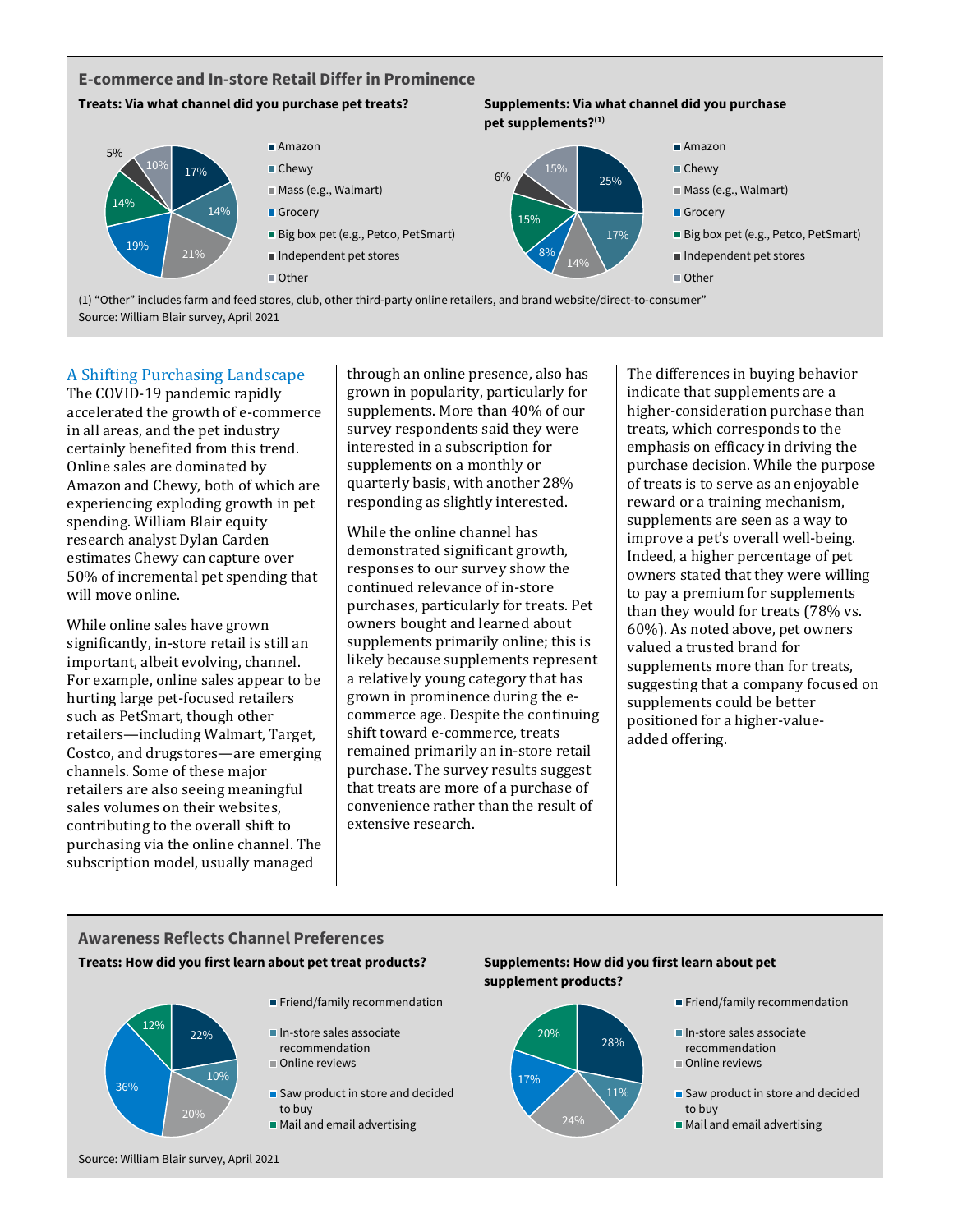## E-commerce and In-store Retail Differ in Prominence

**Treats: Via what channel did you purchase pet treats?**

| Channel | Share |
|---|---|
| Amazon | 17% |
| Chewy | 14% |
| Mass (e.g., Walmart) | 21% |
| Grocery | 19% |
| Big box pet (e.g., Petco, PetSmart) | 14% |
| Independent pet stores | 5% |
| Other | 10% |

**Supplements: Via what channel did you purchase pet supplements?(1)**

| Channel | Share |
|---|---|
| Amazon | 25% |
| Chewy | 17% |
| Mass (e.g., Walmart) | 14% |
| Grocery | 8% |
| Big box pet (e.g., Petco, PetSmart) | 15% |
| Independent pet stores | 6% |
| Other | 15% |

(1) "Other" includes farm and feed stores, club, other third-party online retailers, and brand website/direct-to-consumer"
Source: William Blair survey, April 2021

### A Shifting Purchasing Landscape

The COVID-19 pandemic rapidly accelerated the growth of e-commerce in all areas, and the pet industry certainly benefited from this trend. Online sales are dominated by Amazon and Chewy, both of which are experiencing exploding growth in pet spending. William Blair equity research analyst Dylan Carden estimates Chewy can capture over 50% of incremental pet spending that will move online.

While online sales have grown significantly, in-store retail is still an important, albeit evolving, channel. For example, online sales appear to be hurting large pet-focused retailers such as PetSmart, though other retailers—including Walmart, Target, Costco, and drugstores—are emerging channels. Some of these major retailers are also seeing meaningful sales volumes on their websites, contributing to the overall shift to purchasing via the online channel. The subscription model, usually managed through an online presence, also has grown in popularity, particularly for supplements. More than 40% of our survey respondents said they were interested in a subscription for supplements on a monthly or quarterly basis, with another 28% responding as slightly interested.

While the online channel has demonstrated significant growth, responses to our survey show the continued relevance of in-store purchases, particularly for treats. Pet owners bought and learned about supplements primarily online; this is likely because supplements represent a relatively young category that has grown in prominence during the e-commerce age. Despite the continuing shift toward e-commerce, treats remained primarily an in-store retail purchase. The survey results suggest that treats are more of a purchase of convenience rather than the result of extensive research.

The differences in buying behavior indicate that supplements are a higher-consideration purchase than treats, which corresponds to the emphasis on efficacy in driving the purchase decision. While the purpose of treats is to serve as an enjoyable reward or a training mechanism, supplements are seen as a way to improve a pet's overall well-being. Indeed, a higher percentage of pet owners stated that they were willing to pay a premium for supplements than they would for treats (78% vs. 60%). As noted above, pet owners valued a trusted brand for supplements more than for treats, suggesting that a company focused on supplements could be better positioned for a higher-value-added offering.

## Awareness Reflects Channel Preferences

**Treats: How did you first learn about pet treat products?**

| Source | Share |
|---|---|
| Friend/family recommendation | 22% |
| In-store sales associate recommendation | 10% |
| Online reviews | 20% |
| Saw product in store and decided to buy | 36% |
| Mail and email advertising | 12% |

**Supplements: How did you first learn about pet supplement products?**

| Source | Share |
|---|---|
| Friend/family recommendation | 28% |
| In-store sales associate recommendation | 11% |
| Online reviews | 24% |
| Saw product in store and decided to buy | 17% |
| Mail and email advertising | 20% |

Source: William Blair survey, April 2021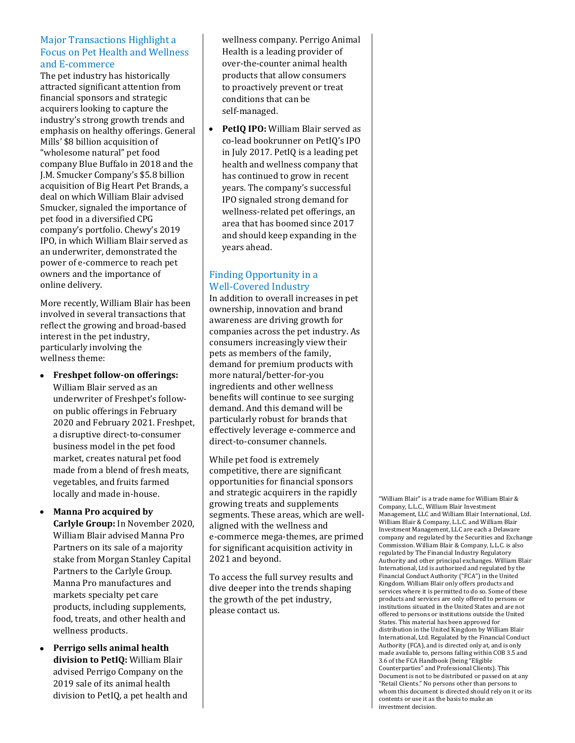## Major Transactions Highlight a Focus on Pet Health and Wellness and E-commerce

The pet industry has historically attracted significant attention from financial sponsors and strategic acquirers looking to capture the industry's strong growth trends and emphasis on healthy offerings. General Mills' $8 billion acquisition of "wholesome natural" pet food company Blue Buffalo in 2018 and the J.M. Smucker Company's $5.8 billion acquisition of Big Heart Pet Brands, a deal on which William Blair advised Smucker, signaled the importance of pet food in a diversified CPG company's portfolio. Chewy's 2019 IPO, in which William Blair served as an underwriter, demonstrated the power of e-commerce to reach pet owners and the importance of online delivery.

More recently, William Blair has been involved in several transactions that reflect the growing and broad-based interest in the pet industry, particularly involving the wellness theme:

- **Freshpet follow-on offerings:** William Blair served as an underwriter of Freshpet's follow-on public offerings in February 2020 and February 2021. Freshpet, a disruptive direct-to-consumer business model in the pet food market, creates natural pet food made from a blend of fresh meats, vegetables, and fruits farmed locally and made in-house.
- **Manna Pro acquired by Carlyle Group:** In November 2020, William Blair advised Manna Pro Partners on its sale of a majority stake from Morgan Stanley Capital Partners to the Carlyle Group. Manna Pro manufactures and markets specialty pet care products, including supplements, food, treats, and other health and wellness products.
- **Perrigo sells animal health division to PetIQ:** William Blair advised Perrigo Company on the 2019 sale of its animal health division to PetIQ, a pet health and wellness company. Perrigo Animal Health is a leading provider of over-the-counter animal health products that allow consumers to proactively prevent or treat conditions that can be self-managed.
- **PetIQ IPO:** William Blair served as co-lead bookrunner on PetIQ's IPO in July 2017. PetIQ is a leading pet health and wellness company that has continued to grow in recent years. The company's successful IPO signaled strong demand for wellness-related pet offerings, an area that has boomed since 2017 and should keep expanding in the years ahead.

## Finding Opportunity in a Well-Covered Industry

In addition to overall increases in pet ownership, innovation and brand awareness are driving growth for companies across the pet industry. As consumers increasingly view their pets as members of the family, demand for premium products with more natural/better-for-you ingredients and other wellness benefits will continue to see surging demand. And this demand will be particularly robust for brands that effectively leverage e-commerce and direct-to-consumer channels.

While pet food is extremely competitive, there are significant opportunities for financial sponsors and strategic acquirers in the rapidly growing treats and supplements segments. These areas, which are well-aligned with the wellness and e-commerce mega-themes, are primed for significant acquisition activity in 2021 and beyond.

To access the full survey results and dive deeper into the trends shaping the growth of the pet industry, please contact us.

"William Blair" is a trade name for William Blair & Company, L.L.C., William Blair Investment Management, LLC and William Blair International, Ltd. William Blair & Company, L.L.C. and William Blair Investment Management, LLC are each a Delaware company and regulated by the Securities and Exchange Commission. William Blair & Company, L.L.C. is also regulated by The Financial Industry Regulatory Authority and other principal exchanges. William Blair International, Ltd is authorized and regulated by the Financial Conduct Authority ("FCA") in the United Kingdom. William Blair only offers products and services where it is permitted to do so. Some of these products and services are only offered to persons or institutions situated in the United States and are not offered to persons or institutions outside the United States. This material has been approved for distribution in the United Kingdom by William Blair International, Ltd. Regulated by the Financial Conduct Authority (FCA), and is directed only at, and is only made available to, persons falling within COB 3.5 and 3.6 of the FCA Handbook (being "Eligible Counterparties" and Professional Clients). This Document is not to be distributed or passed on at any "Retail Clients." No persons other than persons to whom this document is directed should rely on it or its contents or use it as the basis to make an investment decision.